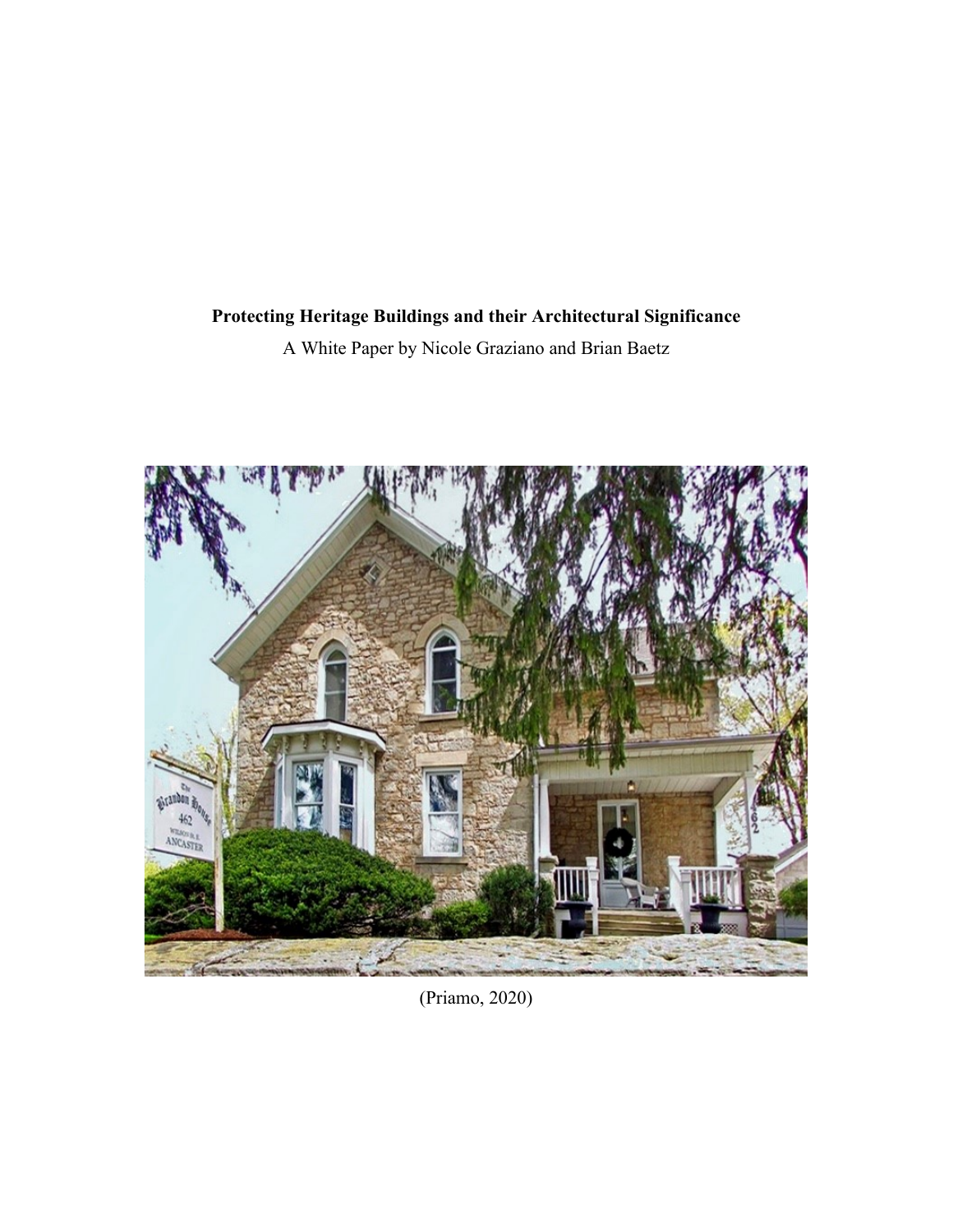**Protecting Heritage Buildings and their Architectural Significance**

A White Paper by Nicole Graziano and Brian Baetz

(Priamo, 2020)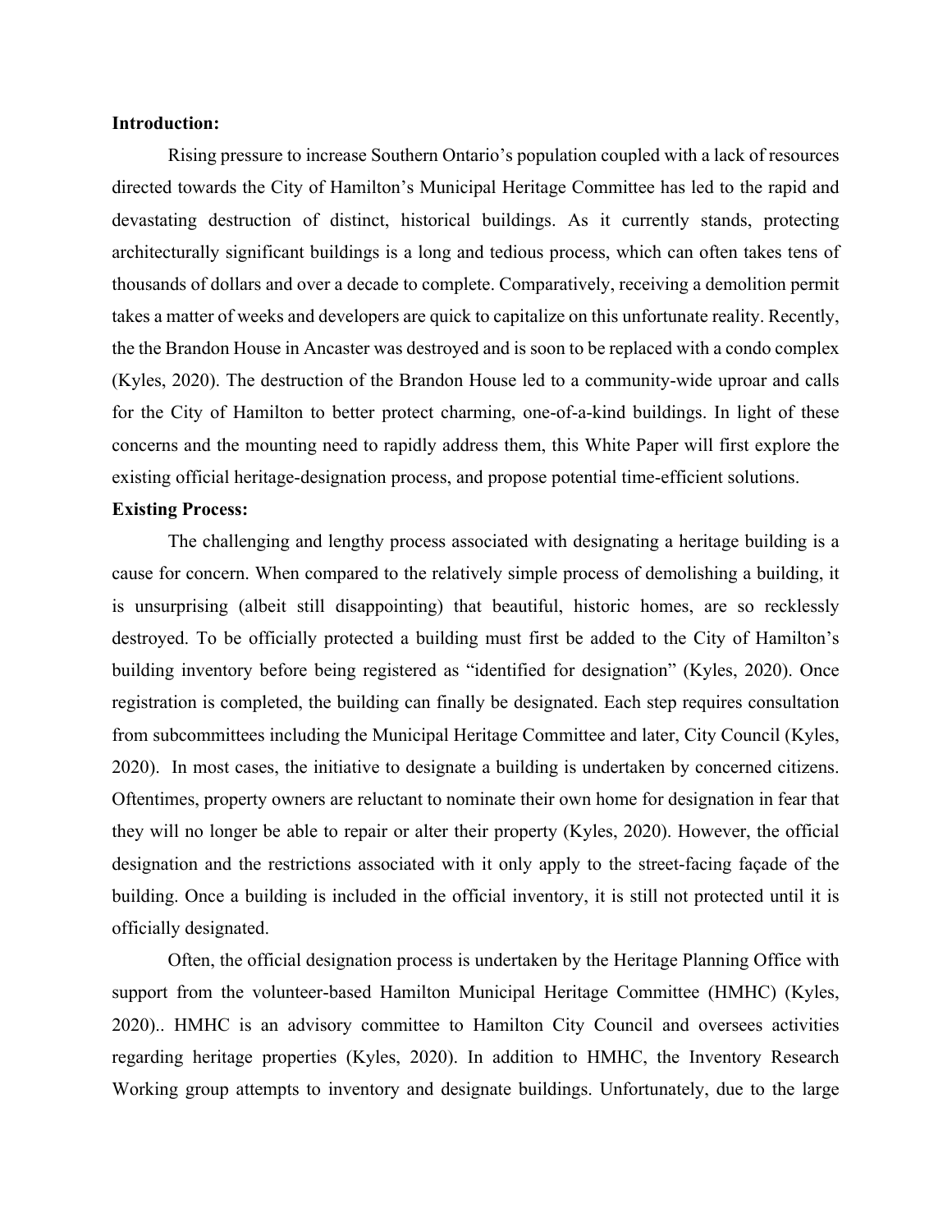**Introduction:**

Rising pressure to increase Southern Ontario's population coupled with a lack of resources directed towards the City of Hamilton's Municipal Heritage Committee has led to the rapid and devastating destruction of distinct, historical buildings. As it currently stands, protecting architecturally significant buildings is a long and tedious process, which can often takes tens of thousands of dollars and over a decade to complete. Comparatively, receiving a demolition permit takes a matter of weeks and developers are quick to capitalize on this unfortunate reality. Recently, the the Brandon House in Ancaster was destroyed and is soon to be replaced with a condo complex (Kyles, 2020). The destruction of the Brandon House led to a community-wide uproar and calls for the City of Hamilton to better protect charming, one-of-a-kind buildings. In light of these concerns and the mounting need to rapidly address them, this White Paper will first explore the existing official heritage-designation process, and propose potential time-efficient solutions.

**Existing Process:**

The challenging and lengthy process associated with designating a heritage building is a cause for concern. When compared to the relatively simple process of demolishing a building, it is unsurprising (albeit still disappointing) that beautiful, historic homes, are so recklessly destroyed. To be officially protected a building must first be added to the City of Hamilton's building inventory before being registered as "identified for designation" (Kyles, 2020). Once registration is completed, the building can finally be designated. Each step requires consultation from subcommittees including the Municipal Heritage Committee and later, City Council (Kyles, 2020). In most cases, the initiative to designate a building is undertaken by concerned citizens. Oftentimes, property owners are reluctant to nominate their own home for designation in fear that they will no longer be able to repair or alter their property (Kyles, 2020). However, the official designation and the restrictions associated with it only apply to the street-facing façade of the building. Once a building is included in the official inventory, it is still not protected until it is officially designated.

Often, the official designation process is undertaken by the Heritage Planning Office with support from the volunteer-based Hamilton Municipal Heritage Committee (HMHC) (Kyles, 2020).. HMHC is an advisory committee to Hamilton City Council and oversees activities regarding heritage properties (Kyles, 2020). In addition to HMHC, the Inventory Research Working group attempts to inventory and designate buildings. Unfortunately, due to the large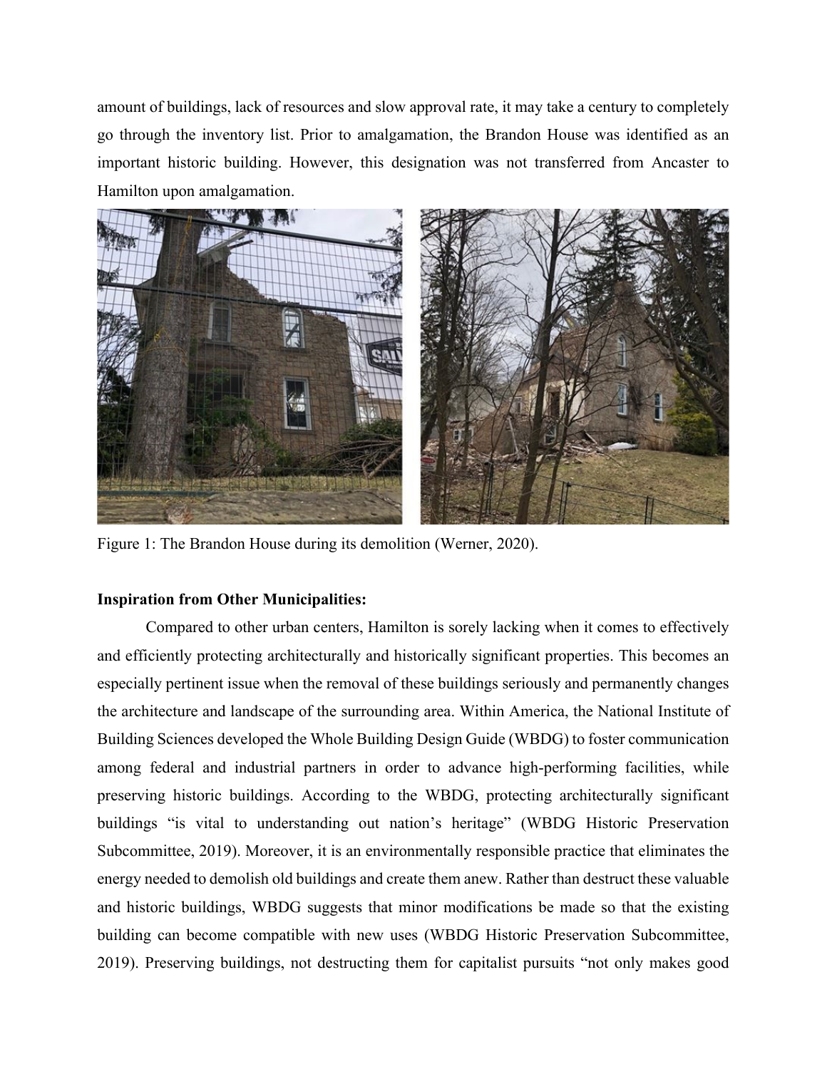amount of buildings, lack of resources and slow approval rate, it may take a century to completely go through the inventory list. Prior to amalgamation, the Brandon House was identified as an important historic building. However, this designation was not transferred from Ancaster to Hamilton upon amalgamation.

Figure 1: The Brandon House during its demolition (Werner, 2020).

**Inspiration from Other Municipalities:**

Compared to other urban centers, Hamilton is sorely lacking when it comes to effectively and efficiently protecting architecturally and historically significant properties. This becomes an especially pertinent issue when the removal of these buildings seriously and permanently changes the architecture and landscape of the surrounding area. Within America, the National Institute of Building Sciences developed the Whole Building Design Guide (WBDG) to foster communication among federal and industrial partners in order to advance high-performing facilities, while preserving historic buildings. According to the WBDG, protecting architecturally significant buildings "is vital to understanding out nation's heritage" (WBDG Historic Preservation Subcommittee, 2019). Moreover, it is an environmentally responsible practice that eliminates the energy needed to demolish old buildings and create them anew. Rather than destruct these valuable and historic buildings, WBDG suggests that minor modifications be made so that the existing building can become compatible with new uses (WBDG Historic Preservation Subcommittee, 2019). Preserving buildings, not destructing them for capitalist pursuits "not only makes good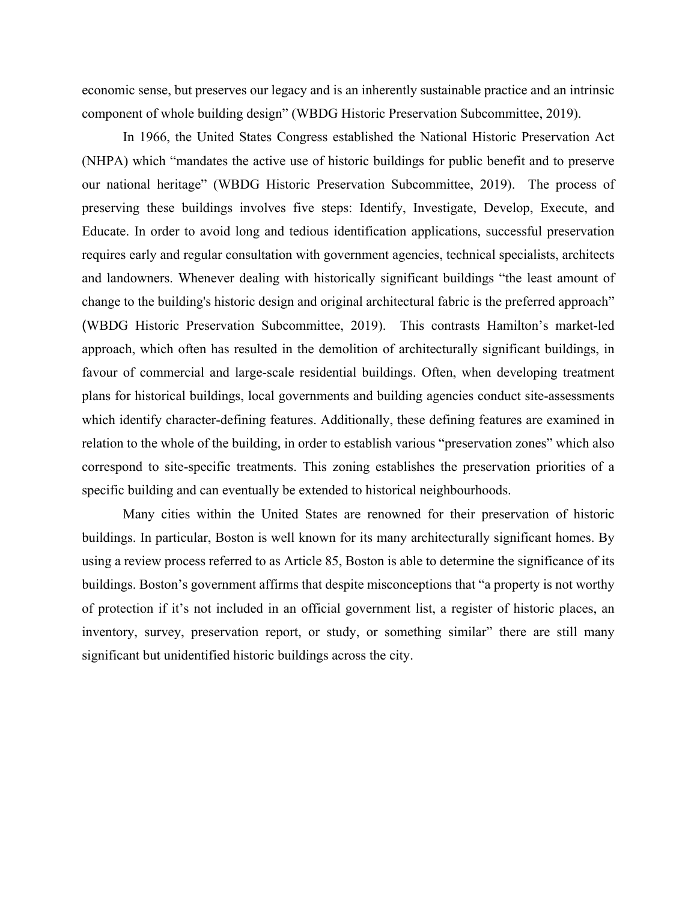economic sense, but preserves our legacy and is an inherently sustainable practice and an intrinsic component of whole building design" (WBDG Historic Preservation Subcommittee, 2019).

In 1966, the United States Congress established the National Historic Preservation Act (NHPA) which "mandates the active use of historic buildings for public benefit and to preserve our national heritage" (WBDG Historic Preservation Subcommittee, 2019). The process of preserving these buildings involves five steps: Identify, Investigate, Develop, Execute, and Educate. In order to avoid long and tedious identification applications, successful preservation requires early and regular consultation with government agencies, technical specialists, architects and landowners. Whenever dealing with historically significant buildings "the least amount of change to the building's historic design and original architectural fabric is the preferred approach" (WBDG Historic Preservation Subcommittee, 2019). This contrasts Hamilton's market-led approach, which often has resulted in the demolition of architecturally significant buildings, in favour of commercial and large-scale residential buildings. Often, when developing treatment plans for historical buildings, local governments and building agencies conduct site-assessments which identify character-defining features. Additionally, these defining features are examined in relation to the whole of the building, in order to establish various "preservation zones" which also correspond to site-specific treatments. This zoning establishes the preservation priorities of a specific building and can eventually be extended to historical neighbourhoods.

Many cities within the United States are renowned for their preservation of historic buildings. In particular, Boston is well known for its many architecturally significant homes. By using a review process referred to as Article 85, Boston is able to determine the significance of its buildings. Boston's government affirms that despite misconceptions that "a property is not worthy of protection if it's not included in an official government list, a register of historic places, an inventory, survey, preservation report, or study, or something similar" there are still many significant but unidentified historic buildings across the city.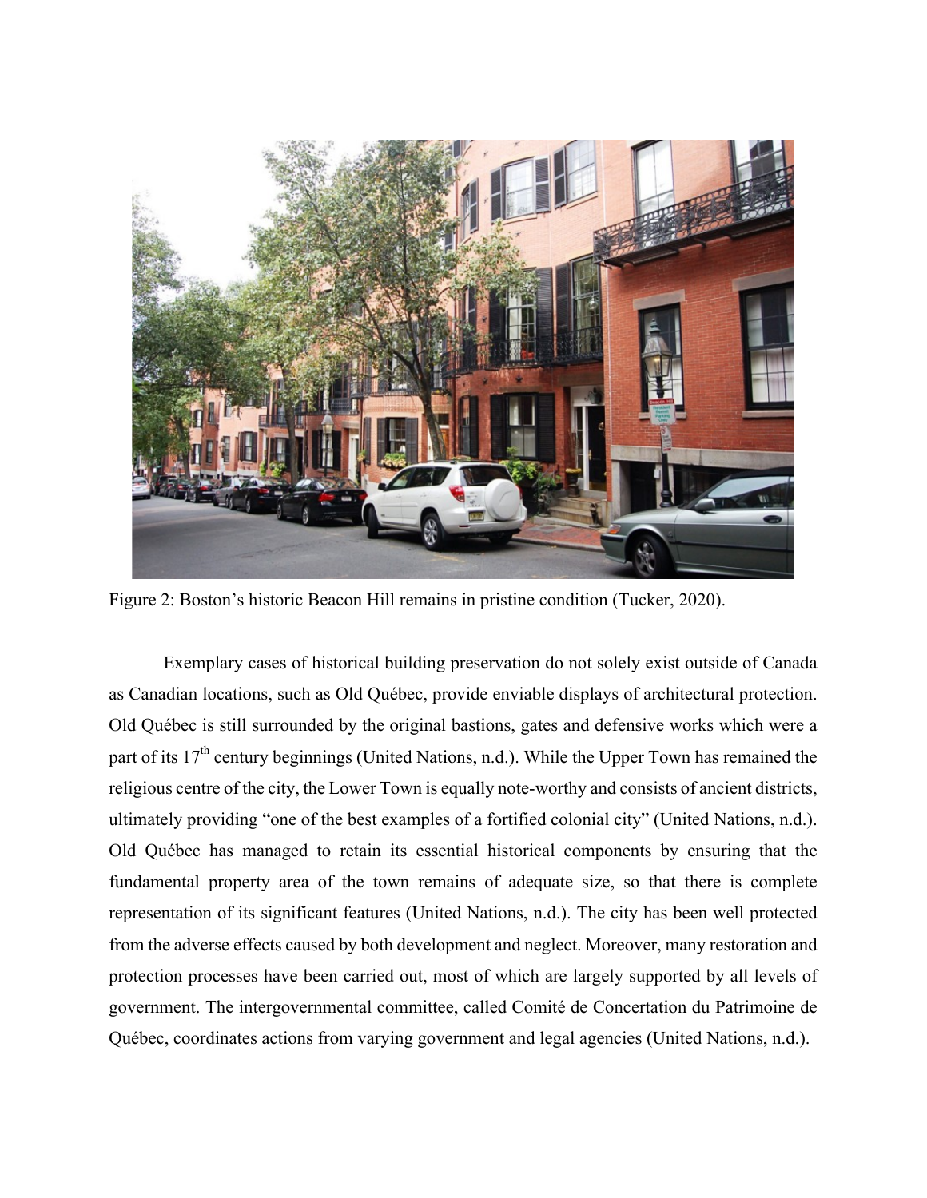Figure 2: Boston's historic Beacon Hill remains in pristine condition (Tucker, 2020).

Exemplary cases of historical building preservation do not solely exist outside of Canada as Canadian locations, such as Old Québec, provide enviable displays of architectural protection. Old Québec is still surrounded by the original bastions, gates and defensive works which were a part of its 17th century beginnings (United Nations, n.d.). While the Upper Town has remained the religious centre of the city, the Lower Town is equally note-worthy and consists of ancient districts, ultimately providing "one of the best examples of a fortified colonial city" (United Nations, n.d.). Old Québec has managed to retain its essential historical components by ensuring that the fundamental property area of the town remains of adequate size, so that there is complete representation of its significant features (United Nations, n.d.). The city has been well protected from the adverse effects caused by both development and neglect. Moreover, many restoration and protection processes have been carried out, most of which are largely supported by all levels of government. The intergovernmental committee, called Comité de Concertation du Patrimoine de Québec, coordinates actions from varying government and legal agencies (United Nations, n.d.).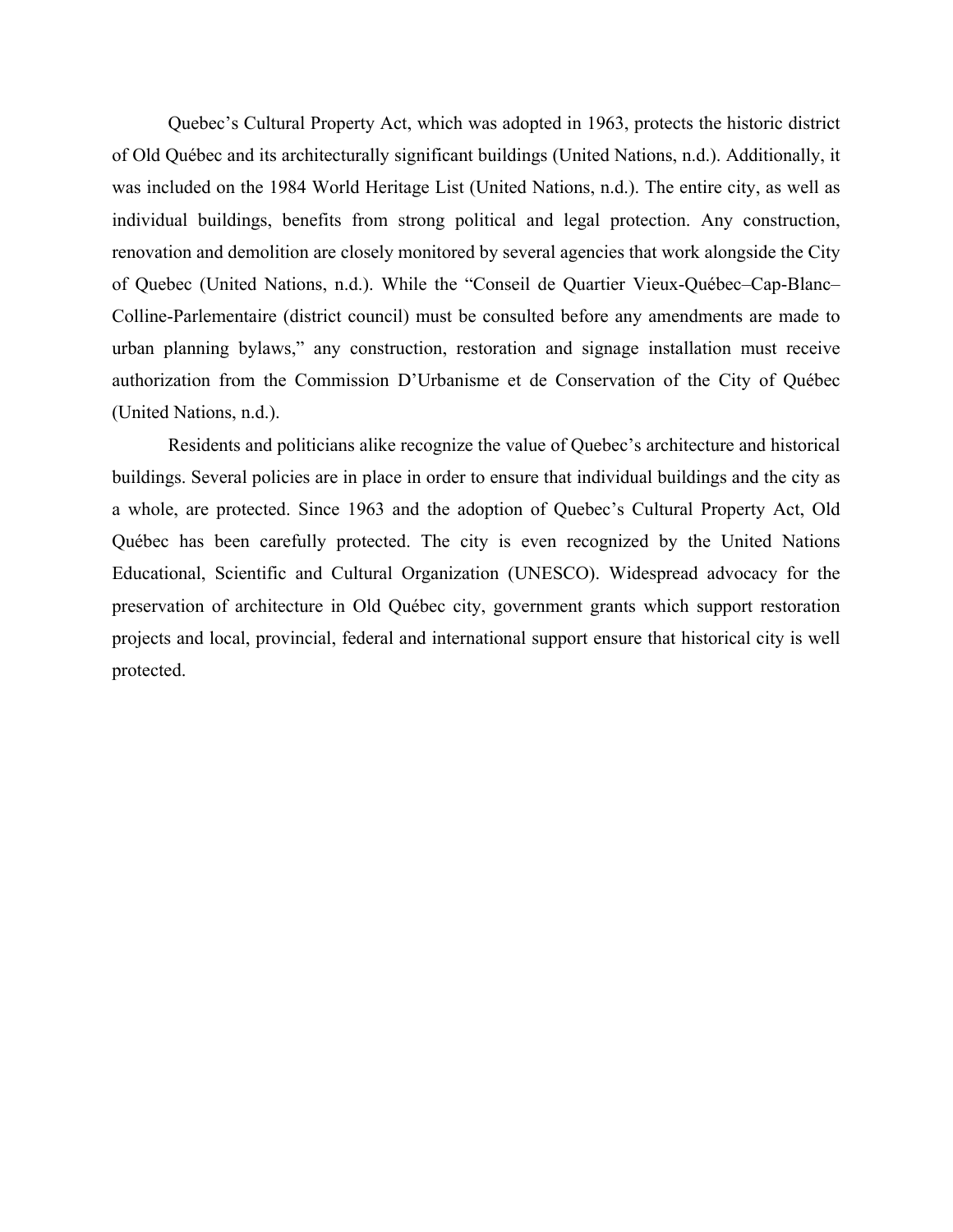Quebec's Cultural Property Act, which was adopted in 1963, protects the historic district of Old Québec and its architecturally significant buildings (United Nations, n.d.). Additionally, it was included on the 1984 World Heritage List (United Nations, n.d.). The entire city, as well as individual buildings, benefits from strong political and legal protection. Any construction, renovation and demolition are closely monitored by several agencies that work alongside the City of Quebec (United Nations, n.d.). While the "Conseil de Quartier Vieux-Québec–Cap-Blanc–Colline-Parlementaire (district council) must be consulted before any amendments are made to urban planning bylaws," any construction, restoration and signage installation must receive authorization from the Commission D'Urbanisme et de Conservation of the City of Québec (United Nations, n.d.).

Residents and politicians alike recognize the value of Quebec's architecture and historical buildings. Several policies are in place in order to ensure that individual buildings and the city as a whole, are protected. Since 1963 and the adoption of Quebec's Cultural Property Act, Old Québec has been carefully protected. The city is even recognized by the United Nations Educational, Scientific and Cultural Organization (UNESCO). Widespread advocacy for the preservation of architecture in Old Québec city, government grants which support restoration projects and local, provincial, federal and international support ensure that historical city is well protected.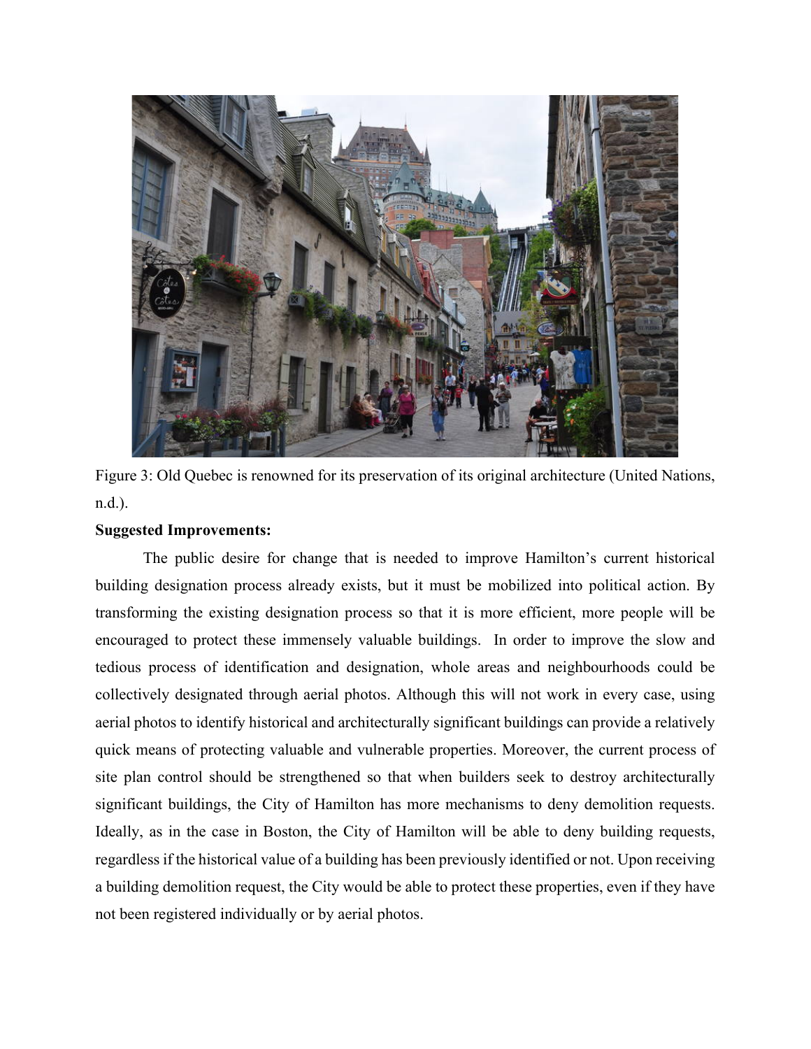Figure 3: Old Quebec is renowned for its preservation of its original architecture (United Nations, n.d.).

**Suggested Improvements:**

The public desire for change that is needed to improve Hamilton's current historical building designation process already exists, but it must be mobilized into political action. By transforming the existing designation process so that it is more efficient, more people will be encouraged to protect these immensely valuable buildings. In order to improve the slow and tedious process of identification and designation, whole areas and neighbourhoods could be collectively designated through aerial photos. Although this will not work in every case, using aerial photos to identify historical and architecturally significant buildings can provide a relatively quick means of protecting valuable and vulnerable properties. Moreover, the current process of site plan control should be strengthened so that when builders seek to destroy architecturally significant buildings, the City of Hamilton has more mechanisms to deny demolition requests. Ideally, as in the case in Boston, the City of Hamilton will be able to deny building requests, regardless if the historical value of a building has been previously identified or not. Upon receiving a building demolition request, the City would be able to protect these properties, even if they have not been registered individually or by aerial photos.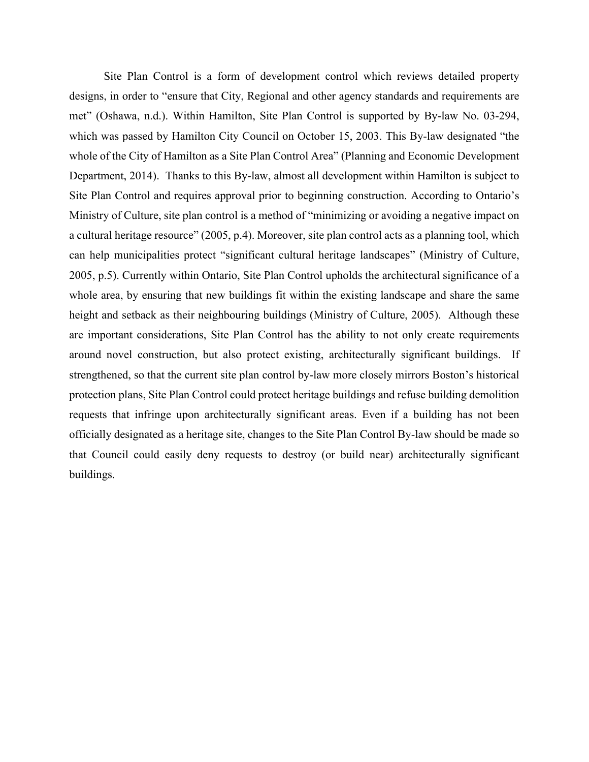Site Plan Control is a form of development control which reviews detailed property designs, in order to "ensure that City, Regional and other agency standards and requirements are met" (Oshawa, n.d.). Within Hamilton, Site Plan Control is supported by By-law No. 03-294, which was passed by Hamilton City Council on October 15, 2003. This By-law designated "the whole of the City of Hamilton as a Site Plan Control Area" (Planning and Economic Development Department, 2014). Thanks to this By-law, almost all development within Hamilton is subject to Site Plan Control and requires approval prior to beginning construction. According to Ontario's Ministry of Culture, site plan control is a method of "minimizing or avoiding a negative impact on a cultural heritage resource" (2005, p.4). Moreover, site plan control acts as a planning tool, which can help municipalities protect "significant cultural heritage landscapes" (Ministry of Culture, 2005, p.5). Currently within Ontario, Site Plan Control upholds the architectural significance of a whole area, by ensuring that new buildings fit within the existing landscape and share the same height and setback as their neighbouring buildings (Ministry of Culture, 2005). Although these are important considerations, Site Plan Control has the ability to not only create requirements around novel construction, but also protect existing, architecturally significant buildings. If strengthened, so that the current site plan control by-law more closely mirrors Boston's historical protection plans, Site Plan Control could protect heritage buildings and refuse building demolition requests that infringe upon architecturally significant areas. Even if a building has not been officially designated as a heritage site, changes to the Site Plan Control By-law should be made so that Council could easily deny requests to destroy (or build near) architecturally significant buildings.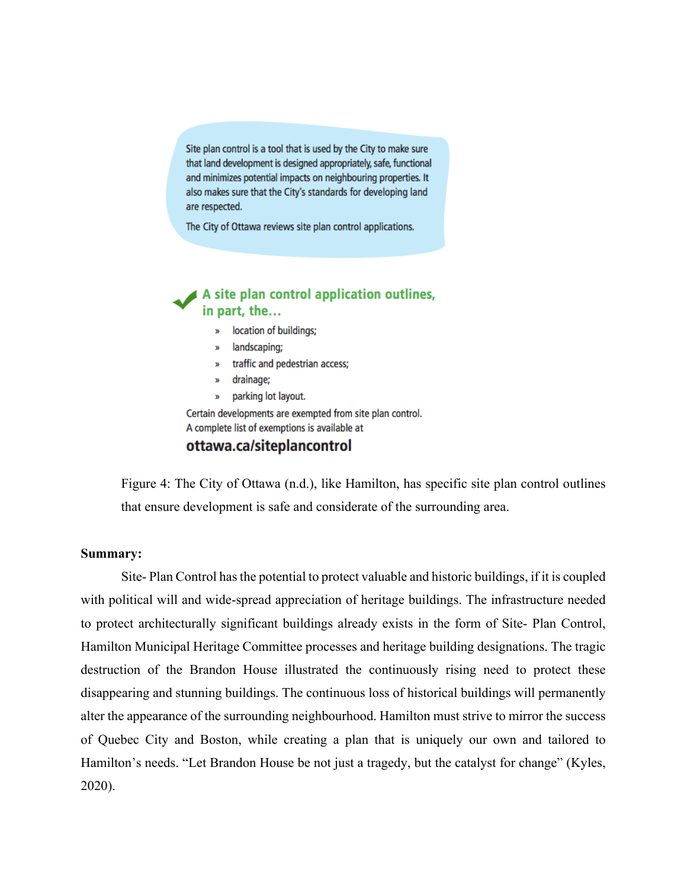Site plan control is a tool that is used by the City to make sure that land development is designed appropriately, safe, functional and minimizes potential impacts on neighbouring properties. It also makes sure that the City's standards for developing land are respected.

The City of Ottawa reviews site plan control applications.

**A site plan control application outlines, in part, the...**

- location of buildings;
- landscaping;
- traffic and pedestrian access;
- drainage;
- parking lot layout.

Certain developments are exempted from site plan control. A complete list of exemptions is available at

**ottawa.ca/siteplancontrol**

Figure 4: The City of Ottawa (n.d.), like Hamilton, has specific site plan control outlines that ensure development is safe and considerate of the surrounding area.

**Summary:**

Site- Plan Control has the potential to protect valuable and historic buildings, if it is coupled with political will and wide-spread appreciation of heritage buildings. The infrastructure needed to protect architecturally significant buildings already exists in the form of Site- Plan Control, Hamilton Municipal Heritage Committee processes and heritage building designations. The tragic destruction of the Brandon House illustrated the continuously rising need to protect these disappearing and stunning buildings. The continuous loss of historical buildings will permanently alter the appearance of the surrounding neighbourhood. Hamilton must strive to mirror the success of Quebec City and Boston, while creating a plan that is uniquely our own and tailored to Hamilton's needs. "Let Brandon House be not just a tragedy, but the catalyst for change" (Kyles, 2020).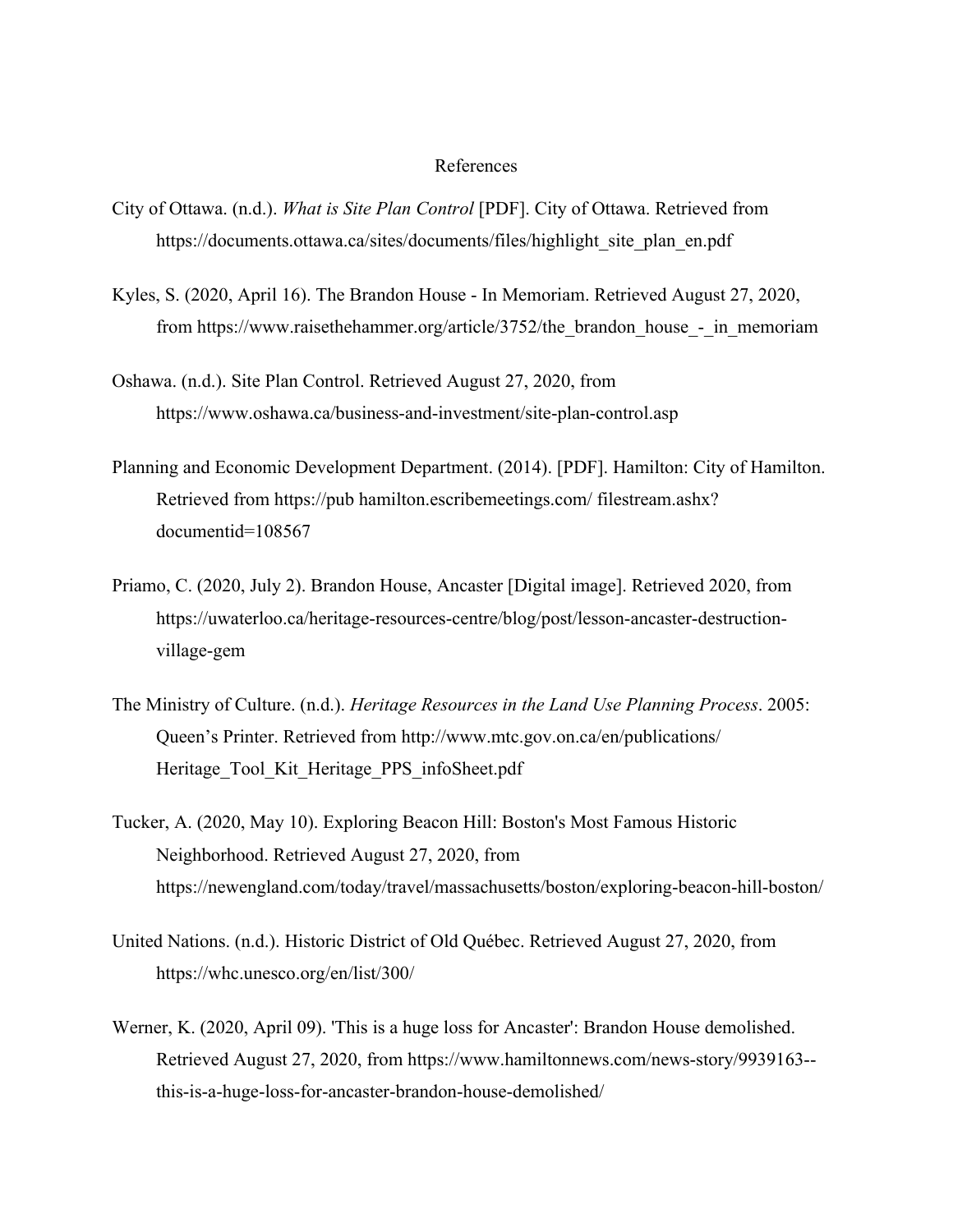# References

City of Ottawa. (n.d.). *What is Site Plan Control* [PDF]. City of Ottawa. Retrieved from https://documents.ottawa.ca/sites/documents/files/highlight_site_plan_en.pdf

Kyles, S. (2020, April 16). The Brandon House - In Memoriam. Retrieved August 27, 2020, from https://www.raisethehammer.org/article/3752/the_brandon_house_-_in_memoriam

Oshawa. (n.d.). Site Plan Control. Retrieved August 27, 2020, from https://www.oshawa.ca/business-and-investment/site-plan-control.asp

Planning and Economic Development Department. (2014). [PDF]. Hamilton: City of Hamilton. Retrieved from https://pub hamilton.escribemeetings.com/ filestream.ashx? documentid=108567

Priamo, C. (2020, July 2). Brandon House, Ancaster [Digital image]. Retrieved 2020, from https://uwaterloo.ca/heritage-resources-centre/blog/post/lesson-ancaster-destruction-village-gem

The Ministry of Culture. (n.d.). *Heritage Resources in the Land Use Planning Process*. 2005: Queen's Printer. Retrieved from http://www.mtc.gov.on.ca/en/publications/ Heritage_Tool_Kit_Heritage_PPS_infoSheet.pdf

Tucker, A. (2020, May 10). Exploring Beacon Hill: Boston's Most Famous Historic Neighborhood. Retrieved August 27, 2020, from https://newengland.com/today/travel/massachusetts/boston/exploring-beacon-hill-boston/

United Nations. (n.d.). Historic District of Old Québec. Retrieved August 27, 2020, from https://whc.unesco.org/en/list/300/

Werner, K. (2020, April 09). 'This is a huge loss for Ancaster': Brandon House demolished. Retrieved August 27, 2020, from https://www.hamiltonnews.com/news-story/9939163--this-is-a-huge-loss-for-ancaster-brandon-house-demolished/